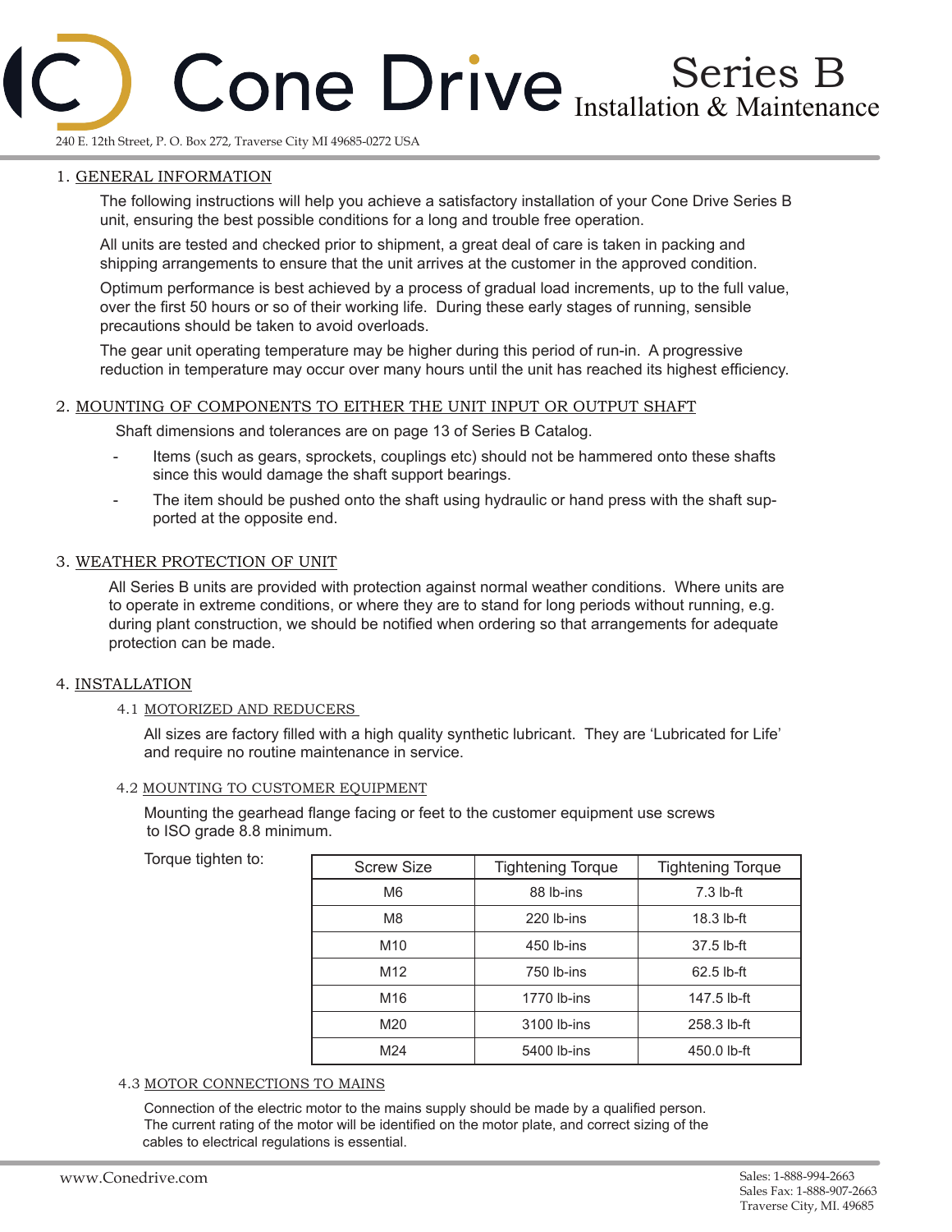# Cone Drive

## Series B
## Installation & Maintenance

240 E. 12th Street, P. O. Box 272, Traverse City MI 49685-0272 USA

### 1. GENERAL INFORMATION

The following instructions will help you achieve a satisfactory installation of your Cone Drive Series B unit, ensuring the best possible conditions for a long and trouble free operation.

All units are tested and checked prior to shipment, a great deal of care is taken in packing and shipping arrangements to ensure that the unit arrives at the customer in the approved condition.

Optimum performance is best achieved by a process of gradual load increments, up to the full value, over the first 50 hours or so of their working life. During these early stages of running, sensible precautions should be taken to avoid overloads.

The gear unit operating temperature may be higher during this period of run-in. A progressive reduction in temperature may occur over many hours until the unit has reached its highest efficiency.

### 2. MOUNTING OF COMPONENTS TO EITHER THE UNIT INPUT OR OUTPUT SHAFT

Shaft dimensions and tolerances are on page 13 of Series B Catalog.

- Items (such as gears, sprockets, couplings etc) should not be hammered onto these shafts since this would damage the shaft support bearings.
- The item should be pushed onto the shaft using hydraulic or hand press with the shaft supported at the opposite end.

### 3. WEATHER PROTECTION OF UNIT

All Series B units are provided with protection against normal weather conditions. Where units are to operate in extreme conditions, or where they are to stand for long periods without running, e.g. during plant construction, we should be notified when ordering so that arrangements for adequate protection can be made.

### 4. INSTALLATION

#### 4.1 MOTORIZED AND REDUCERS

All sizes are factory filled with a high quality synthetic lubricant. They are 'Lubricated for Life' and require no routine maintenance in service.

#### 4.2 MOUNTING TO CUSTOMER EQUIPMENT

Mounting the gearhead flange facing or feet to the customer equipment use screws to ISO grade 8.8 minimum.

Torque tighten to:

| Screw Size | Tightening Torque | Tightening Torque |
|---|---|---|
| M6 | 88 lb-ins | 7.3 lb-ft |
| M8 | 220 lb-ins | 18.3 lb-ft |
| M10 | 450 lb-ins | 37.5 lb-ft |
| M12 | 750 lb-ins | 62.5 lb-ft |
| M16 | 1770 lb-ins | 147.5 lb-ft |
| M20 | 3100 lb-ins | 258.3 lb-ft |
| M24 | 5400 lb-ins | 450.0 lb-ft |

#### 4.3 MOTOR CONNECTIONS TO MAINS

Connection of the electric motor to the mains supply should be made by a qualified person. The current rating of the motor will be identified on the motor plate, and correct sizing of the cables to electrical regulations is essential.

www.Conedrive.com

Sales: 1-888-994-2663
Sales Fax: 1-888-907-2663
Traverse City, MI. 49685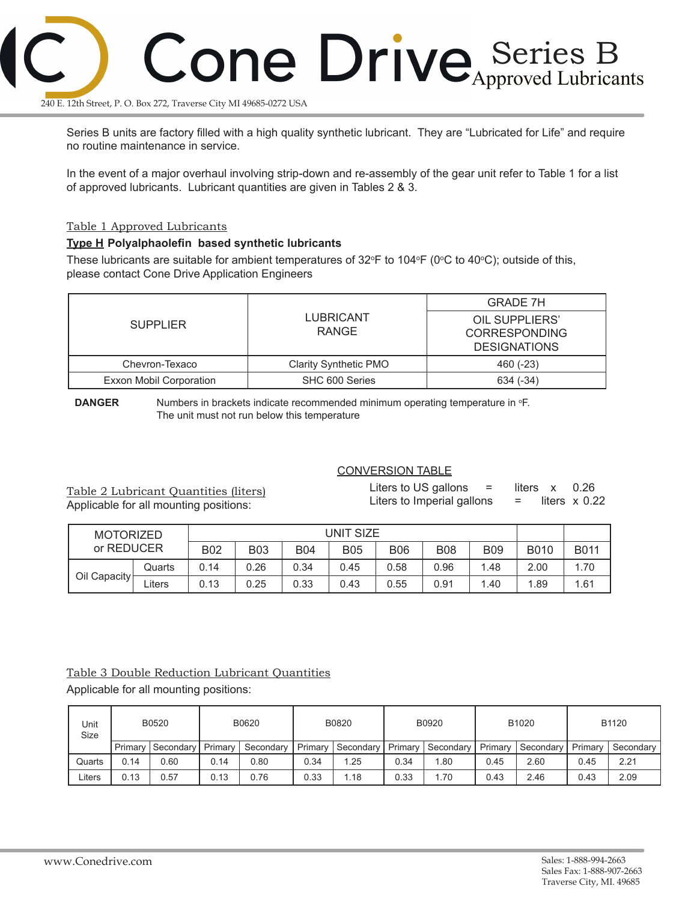# Cone Drive Series B Approved Lubricants

240 E. 12th Street, P. O. Box 272, Traverse City MI 49685-0272 USA

Series B units are factory filled with a high quality synthetic lubricant. They are "Lubricated for Life" and require no routine maintenance in service.

In the event of a major overhaul involving strip-down and re-assembly of the gear unit refer to Table 1 for a list of approved lubricants. Lubricant quantities are given in Tables 2 & 3.

## Table 1 Approved Lubricants

**Type H Polyalphaolefin based synthetic lubricants**

These lubricants are suitable for ambient temperatures of 32°F to 104°F (0°C to 40°C); outside of this, please contact Cone Drive Application Engineers

| SUPPLIER | LUBRICANT RANGE | GRADE 7H<br>OIL SUPPLIERS' CORRESPONDING DESIGNATIONS |
|---|---|---|
| Chevron-Texaco | Clarity Synthetic PMO | 460 (-23) |
| Exxon Mobil Corporation | SHC 600 Series | 634 (-34) |

**DANGER** Numbers in brackets indicate recommended minimum operating temperature in °F. The unit must not run below this temperature

## Table 2 Lubricant Quantities (liters)

Applicable for all mounting positions:

CONVERSION TABLE

Liters to US gallons = liters x 0.26
Liters to Imperial gallons = liters x 0.22

| MOTORIZED or REDUCER | | UNIT SIZE | | | | | | | | |
|---|---|---|---|---|---|---|---|---|---|---|
| | | B02 | B03 | B04 | B05 | B06 | B08 | B09 | B010 | B011 |
| Oil Capacity | Quarts | 0.14 | 0.26 | 0.34 | 0.45 | 0.58 | 0.96 | 1.48 | 2.00 | 1.70 |
| | Liters | 0.13 | 0.25 | 0.33 | 0.43 | 0.55 | 0.91 | 1.40 | 1.89 | 1.61 |

## Table 3 Double Reduction Lubricant Quantities

Applicable for all mounting positions:

| Unit Size | B0520 | | B0620 | | B0820 | | B0920 | | B1020 | | B1120 | |
|---|---|---|---|---|---|---|---|---|---|---|---|---|
| | Primary | Secondary | Primary | Secondary | Primary | Secondary | Primary | Secondary | Primary | Secondary | Primary | Secondary |
| Quarts | 0.14 | 0.60 | 0.14 | 0.80 | 0.34 | 1.25 | 0.34 | 1.80 | 0.45 | 2.60 | 0.45 | 2.21 |
| Liters | 0.13 | 0.57 | 0.13 | 0.76 | 0.33 | 1.18 | 0.33 | 1.70 | 0.43 | 2.46 | 0.43 | 2.09 |

www.Conedrive.com

Sales: 1-888-994-2663
Sales Fax: 1-888-907-2663
Traverse City, MI. 49685